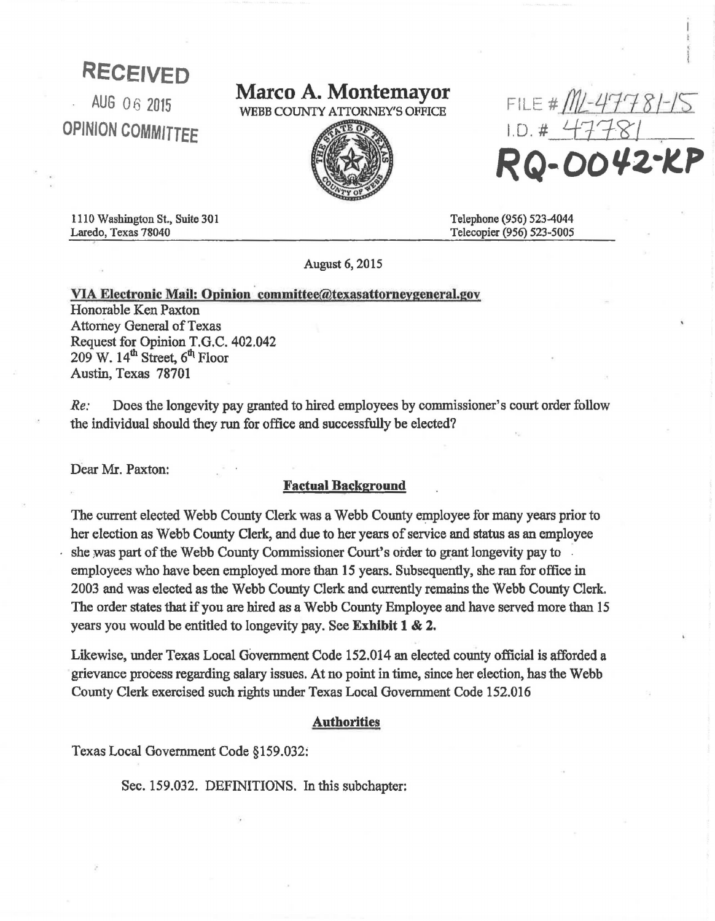**RECEIVED**

AUG 06 2015

**OPINION COMMITTEE**

# Marco A. Montemayor

WEBB COUNTY ATTORNEY'S OFFICE

FILE # ML-47781-15

I.D. # 47781

**RQ-0042-KP**

1110 Washington St., Suite 301
Laredo, Texas 78040

Telephone (956) 523-4044
Telecopier (956) 523-5005

August 6, 2015

**VIA Electronic Mail: Opinion committee@texasattorneygeneral.gov**
Honorable Ken Paxton
Attorney General of Texas
Request for Opinion T.G.C. 402.042
209 W. 14th Street, 6th Floor
Austin, Texas 78701

*Re:* Does the longevity pay granted to hired employees by commissioner's court order follow the individual should they run for office and successfully be elected?

Dear Mr. Paxton:

**Factual Background**

The current elected Webb County Clerk was a Webb County employee for many years prior to her election as Webb County Clerk, and due to her years of service and status as an employee she was part of the Webb County Commissioner Court's order to grant longevity pay to employees who have been employed more than 15 years. Subsequently, she ran for office in 2003 and was elected as the Webb County Clerk and currently remains the Webb County Clerk. The order states that if you are hired as a Webb County Employee and have served more than 15 years you would be entitled to longevity pay. See **Exhibit 1 & 2.**

Likewise, under Texas Local Government Code 152.014 an elected county official is afforded a grievance process regarding salary issues. At no point in time, since her election, has the Webb County Clerk exercised such rights under Texas Local Government Code 152.016

**Authorities**

Texas Local Government Code §159.032:

Sec. 159.032. DEFINITIONS. In this subchapter: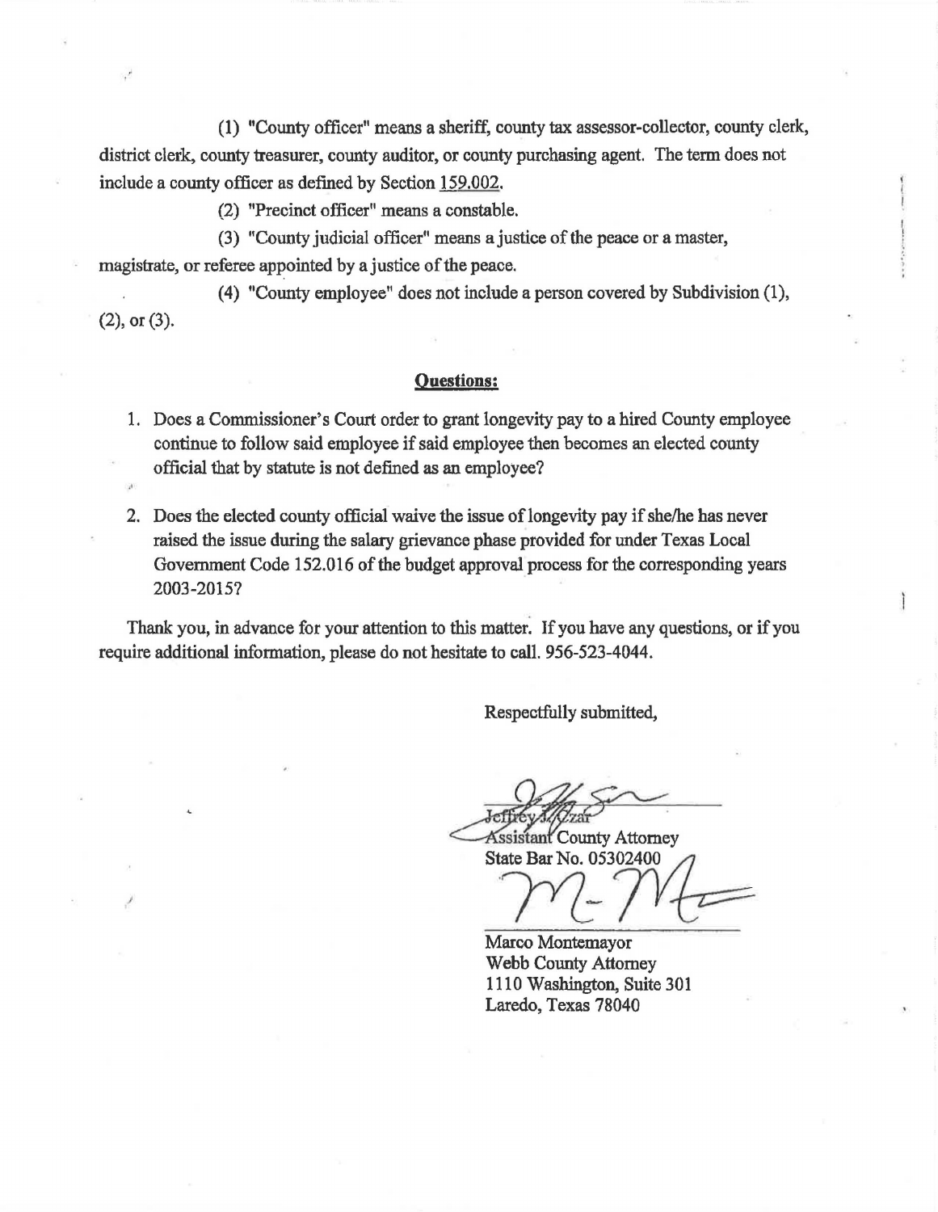(1) "County officer" means a sheriff, county tax assessor-collector, county clerk, district clerk, county treasurer, county auditor, or county purchasing agent. The term does not include a county officer as defined by Section 159.002.

(2) "Precinct officer" means a constable.

(3) "County judicial officer" means a justice of the peace or a master, magistrate, or referee appointed by a justice of the peace.

(4) "County employee" does not include a person covered by Subdivision (1), (2), or (3).

## Questions:

1. Does a Commissioner's Court order to grant longevity pay to a hired County employee continue to follow said employee if said employee then becomes an elected county official that by statute is not defined as an employee?

2. Does the elected county official waive the issue of longevity pay if she/he has never raised the issue during the salary grievance phase provided for under Texas Local Government Code 152.016 of the budget approval process for the corresponding years 2003-2015?

Thank you, in advance for your attention to this matter. If you have any questions, or if you require additional information, please do not hesitate to call. 956-523-4044.

Respectfully submitted,

Jeffrey J. Azar
Assistant County Attorney
State Bar No. 05302400

Marco Montemayor
Webb County Attorney
1110 Washington, Suite 301
Laredo, Texas 78040